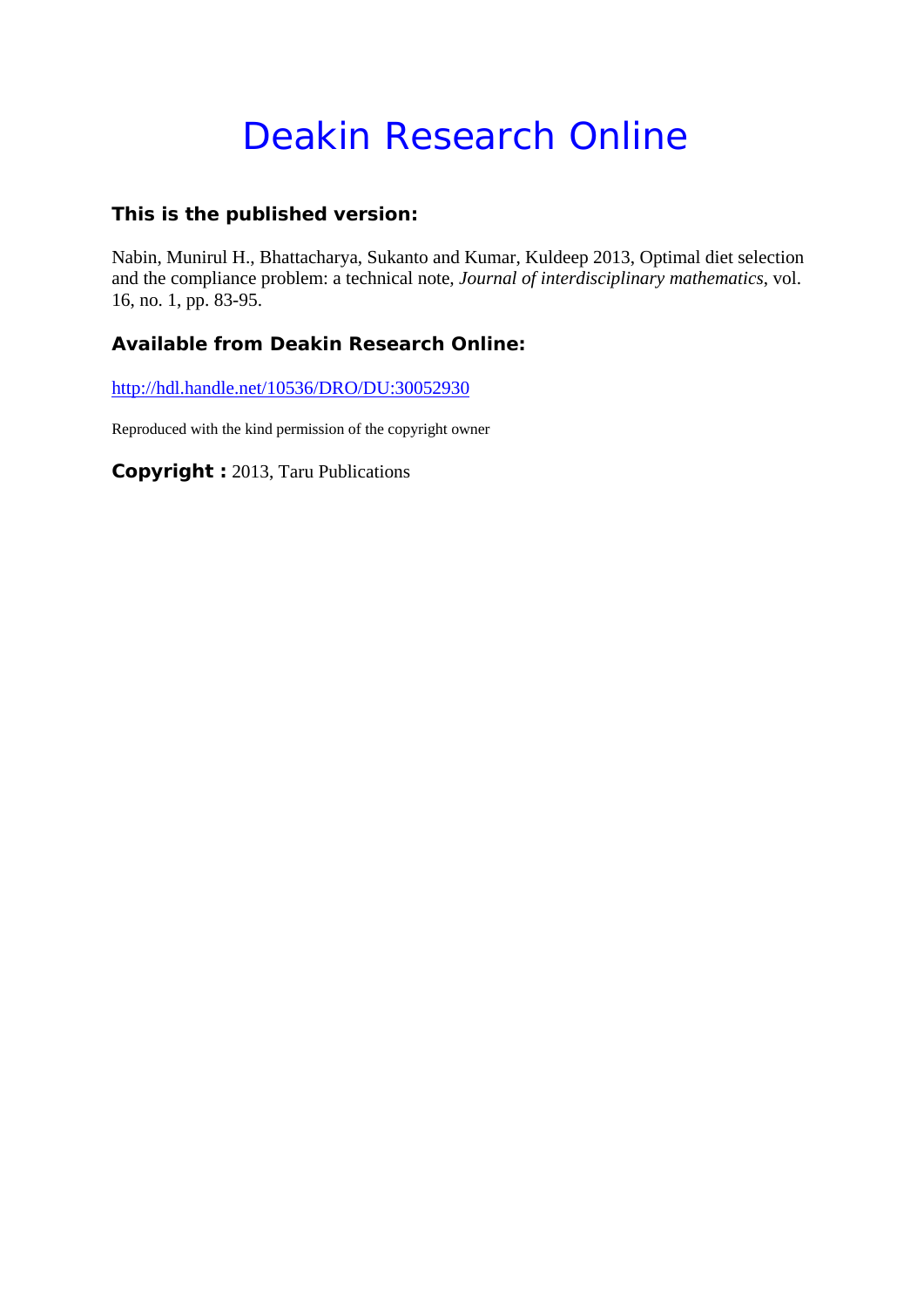# Deakin Research Online

**This is the published version:**

Nabin, Munirul H., Bhattacharya, Sukanto and Kumar, Kuldeep 2013, Optimal diet selection and the compliance problem: a technical note*, Journal of interdisciplinary mathematics*, vol. 16, no. 1, pp. 83-95.

**Available from Deakin Research Online:**

http://hdl.handle.net/10536/DRO/DU:30052930

Reproduced with the kind permission of the copyright owner

**Copyright :** 2013, Taru Publications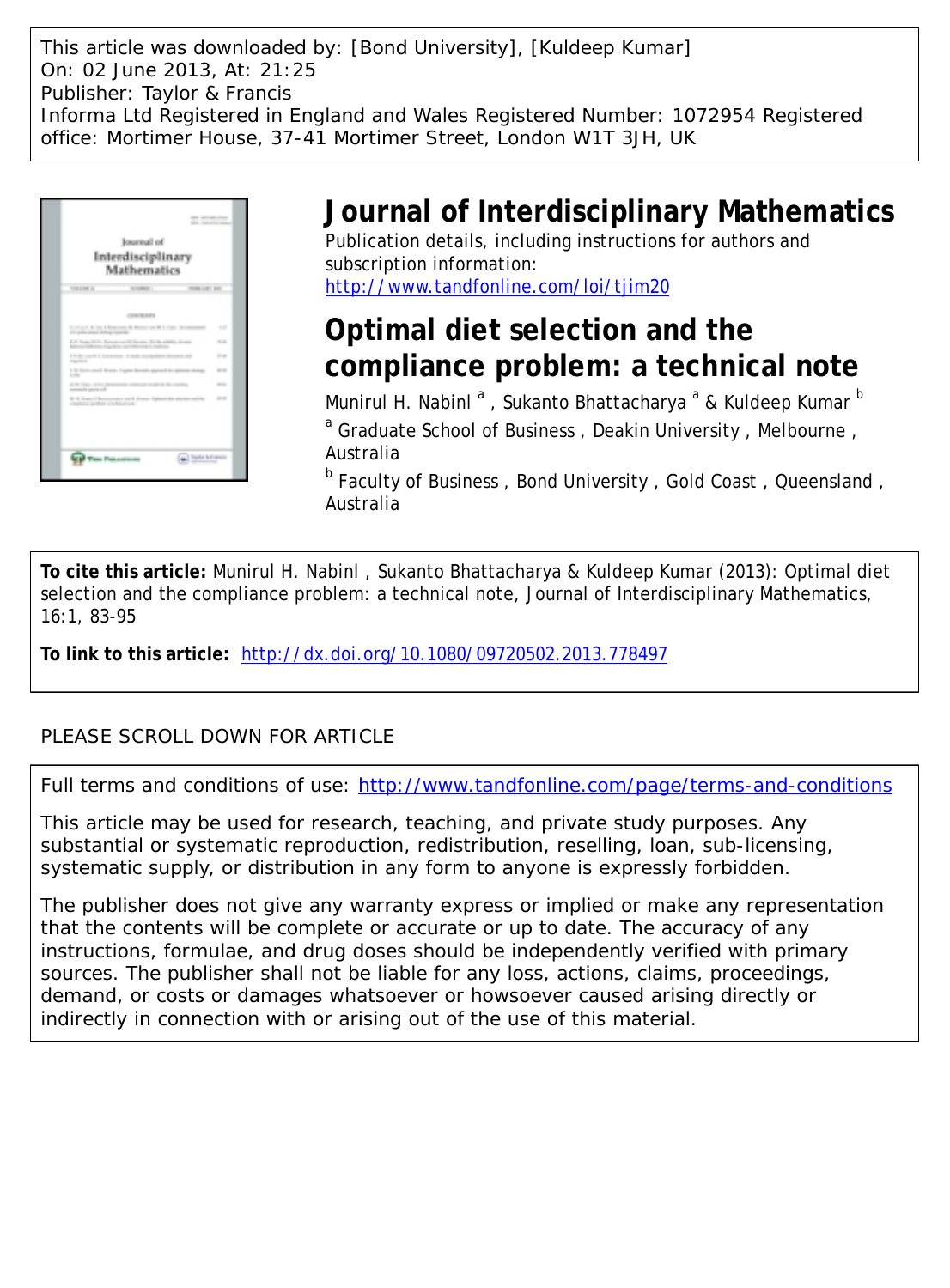This article was downloaded by: [Bond University], [Kuldeep Kumar]
On: 02 June 2013, At: 21:25
Publisher: Taylor & Francis
Informa Ltd Registered in England and Wales Registered Number: 1072954 Registered office: Mortimer House, 37-41 Mortimer Street, London W1T 3JH, UK

# Journal of Interdisciplinary Mathematics

Publication details, including instructions for authors and subscription information:
http://www.tandfonline.com/loi/tjim20

## Optimal diet selection and the compliance problem: a technical note

Munirul H. Nabinl [a] , Sukanto Bhattacharya [a] & Kuldeep Kumar [b]

[a] Graduate School of Business , Deakin University , Melbourne , Australia

[b] Faculty of Business , Bond University , Gold Coast , Queensland , Australia

**To cite this article:** Munirul H. Nabinl , Sukanto Bhattacharya & Kuldeep Kumar (2013): Optimal diet selection and the compliance problem: a technical note, Journal of Interdisciplinary Mathematics, 16:1, 83-95

**To link to this article:** http://dx.doi.org/10.1080/09720502.2013.778497

PLEASE SCROLL DOWN FOR ARTICLE

Full terms and conditions of use: http://www.tandfonline.com/page/terms-and-conditions

This article may be used for research, teaching, and private study purposes. Any substantial or systematic reproduction, redistribution, reselling, loan, sub-licensing, systematic supply, or distribution in any form to anyone is expressly forbidden.

The publisher does not give any warranty express or implied or make any representation that the contents will be complete or accurate or up to date. The accuracy of any instructions, formulae, and drug doses should be independently verified with primary sources. The publisher shall not be liable for any loss, actions, claims, proceedings, demand, or costs or damages whatsoever or howsoever caused arising directly or indirectly in connection with or arising out of the use of this material.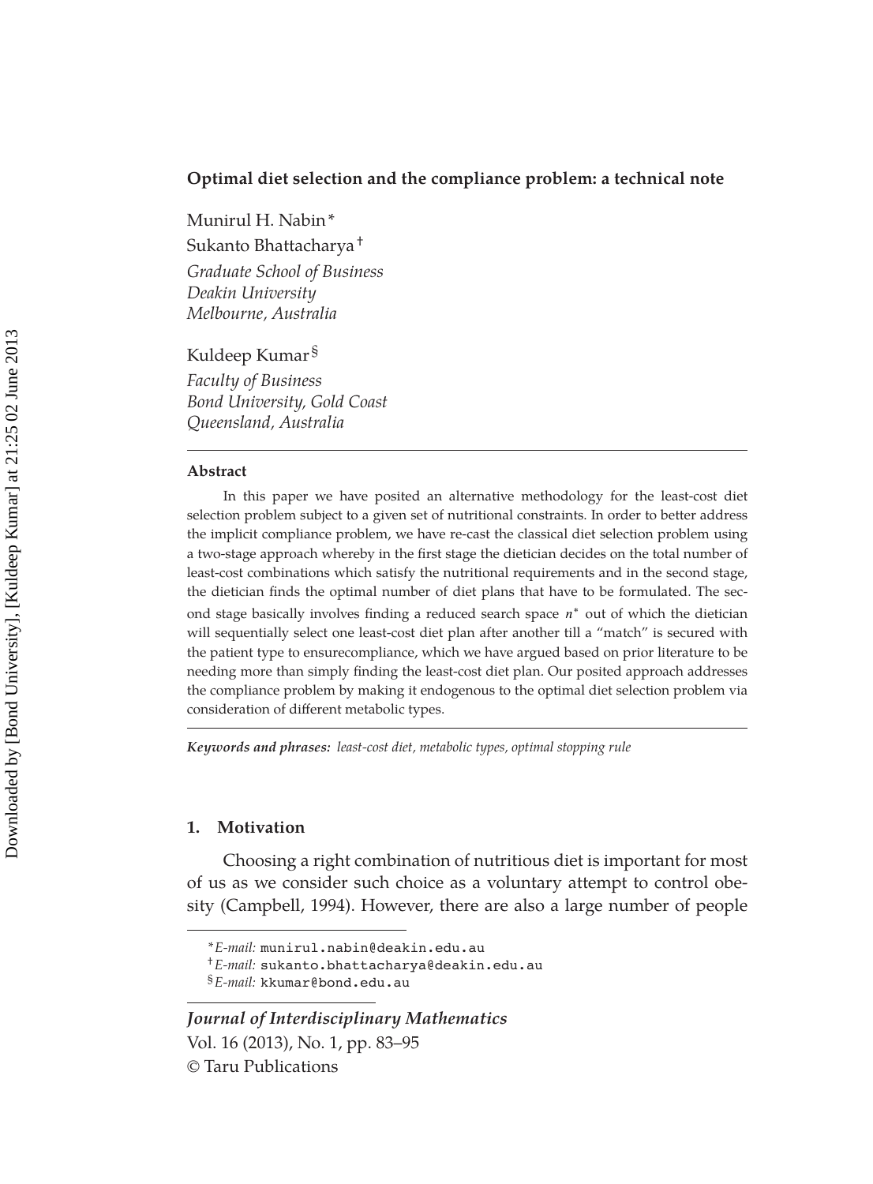**Optimal diet selection and the compliance problem: a technical note**

Munirul H. Nabin [*]
Sukanto Bhattacharya [†]
*Graduate School of Business*
*Deakin University*
*Melbourne, Australia*

Kuldeep Kumar [§]
*Faculty of Business*
*Bond University, Gold Coast*
*Queensland, Australia*

**Abstract**

In this paper we have posited an alternative methodology for the least-cost diet selection problem subject to a given set of nutritional constraints. In order to better address the implicit compliance problem, we have re-cast the classical diet selection problem using a two-stage approach whereby in the first stage the dietician decides on the total number of least-cost combinations which satisfy the nutritional requirements and in the second stage, the dietician finds the optimal number of diet plans that have to be formulated. The second stage basically involves finding a reduced search space $n^*$ out of which the dietician will sequentially select one least-cost diet plan after another till a "match" is secured with the patient type to ensurecompliance, which we have argued based on prior literature to be needing more than simply finding the least-cost diet plan. Our posited approach addresses the compliance problem by making it endogenous to the optimal diet selection problem via consideration of different metabolic types.

***Keywords and phrases:*** *least-cost diet, metabolic types, optimal stopping rule*

## 1. Motivation

Choosing a right combination of nutritious diet is important for most of us as we consider such choice as a voluntary attempt to control obesity (Campbell, 1994). However, there are also a large number of people

[*] *E-mail:* munirul.nabin@deakin.edu.au
[†] *E-mail:* sukanto.bhattacharya@deakin.edu.au
[§] *E-mail:* kkumar@bond.edu.au

***Journal of Interdisciplinary Mathematics***
Vol. 16 (2013), No. 1, pp. 83–95
© Taru Publications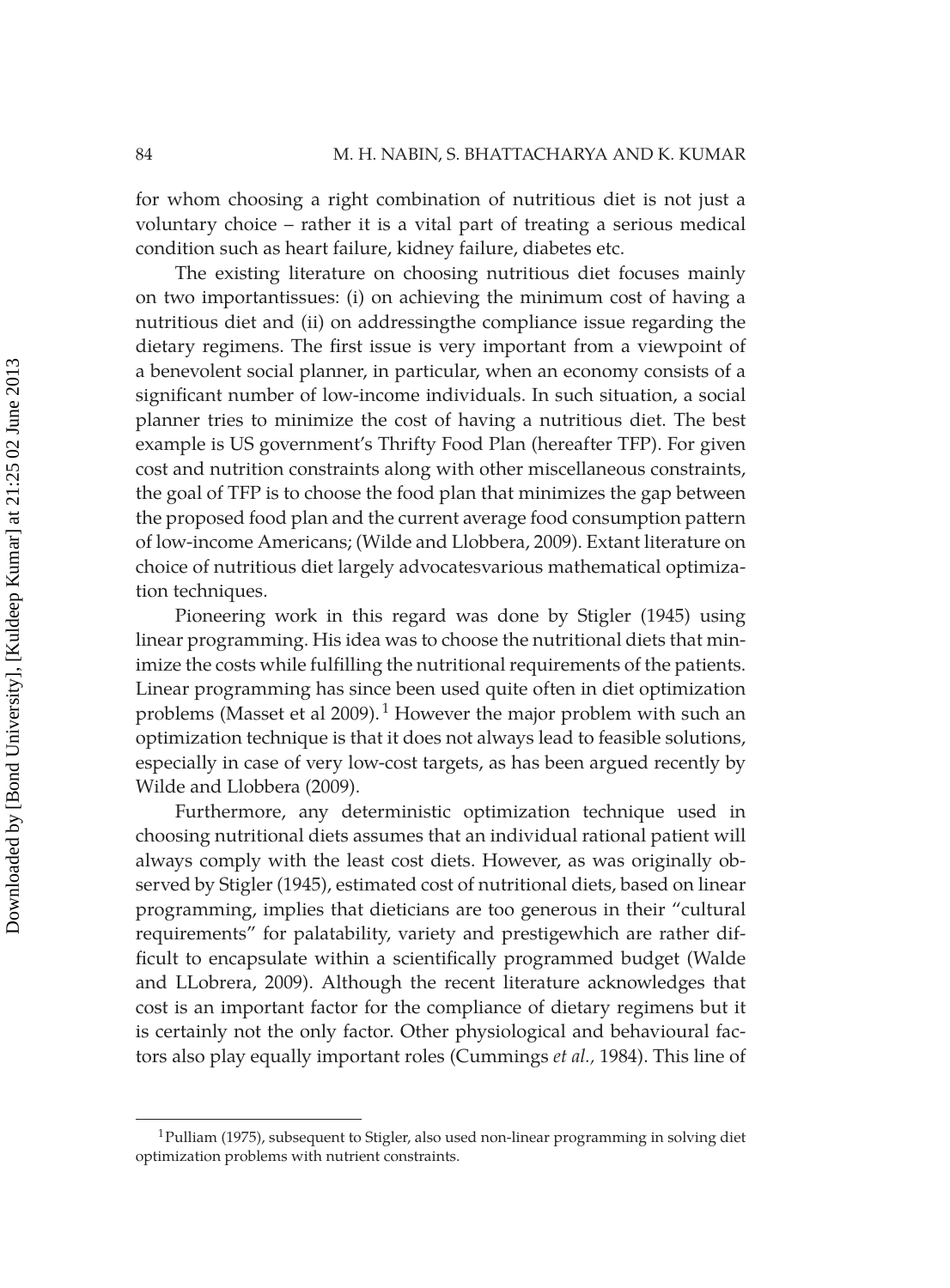for whom choosing a right combination of nutritious diet is not just a voluntary choice – rather it is a vital part of treating a serious medical condition such as heart failure, kidney failure, diabetes etc.

The existing literature on choosing nutritious diet focuses mainly on two importantissues: (i) on achieving the minimum cost of having a nutritious diet and (ii) on addressingthe compliance issue regarding the dietary regimens. The first issue is very important from a viewpoint of a benevolent social planner, in particular, when an economy consists of a significant number of low-income individuals. In such situation, a social planner tries to minimize the cost of having a nutritious diet. The best example is US government's Thrifty Food Plan (hereafter TFP). For given cost and nutrition constraints along with other miscellaneous constraints, the goal of TFP is to choose the food plan that minimizes the gap between the proposed food plan and the current average food consumption pattern of low-income Americans; (Wilde and Llobbera, 2009). Extant literature on choice of nutritious diet largely advocatesvarious mathematical optimization techniques.

Pioneering work in this regard was done by Stigler (1945) using linear programming. His idea was to choose the nutritional diets that minimize the costs while fulfilling the nutritional requirements of the patients. Linear programming has since been used quite often in diet optimization problems (Masset et al 2009).[1] However the major problem with such an optimization technique is that it does not always lead to feasible solutions, especially in case of very low-cost targets, as has been argued recently by Wilde and Llobbera (2009).

Furthermore, any deterministic optimization technique used in choosing nutritional diets assumes that an individual rational patient will always comply with the least cost diets. However, as was originally observed by Stigler (1945), estimated cost of nutritional diets, based on linear programming, implies that dieticians are too generous in their "cultural requirements" for palatability, variety and prestigewhich are rather difficult to encapsulate within a scientifically programmed budget (Walde and LLobrera, 2009). Although the recent literature acknowledges that cost is an important factor for the compliance of dietary regimens but it is certainly not the only factor. Other physiological and behavioural factors also play equally important roles (Cummings *et al.,* 1984). This line of

[1] Pulliam (1975), subsequent to Stigler, also used non-linear programming in solving diet optimization problems with nutrient constraints.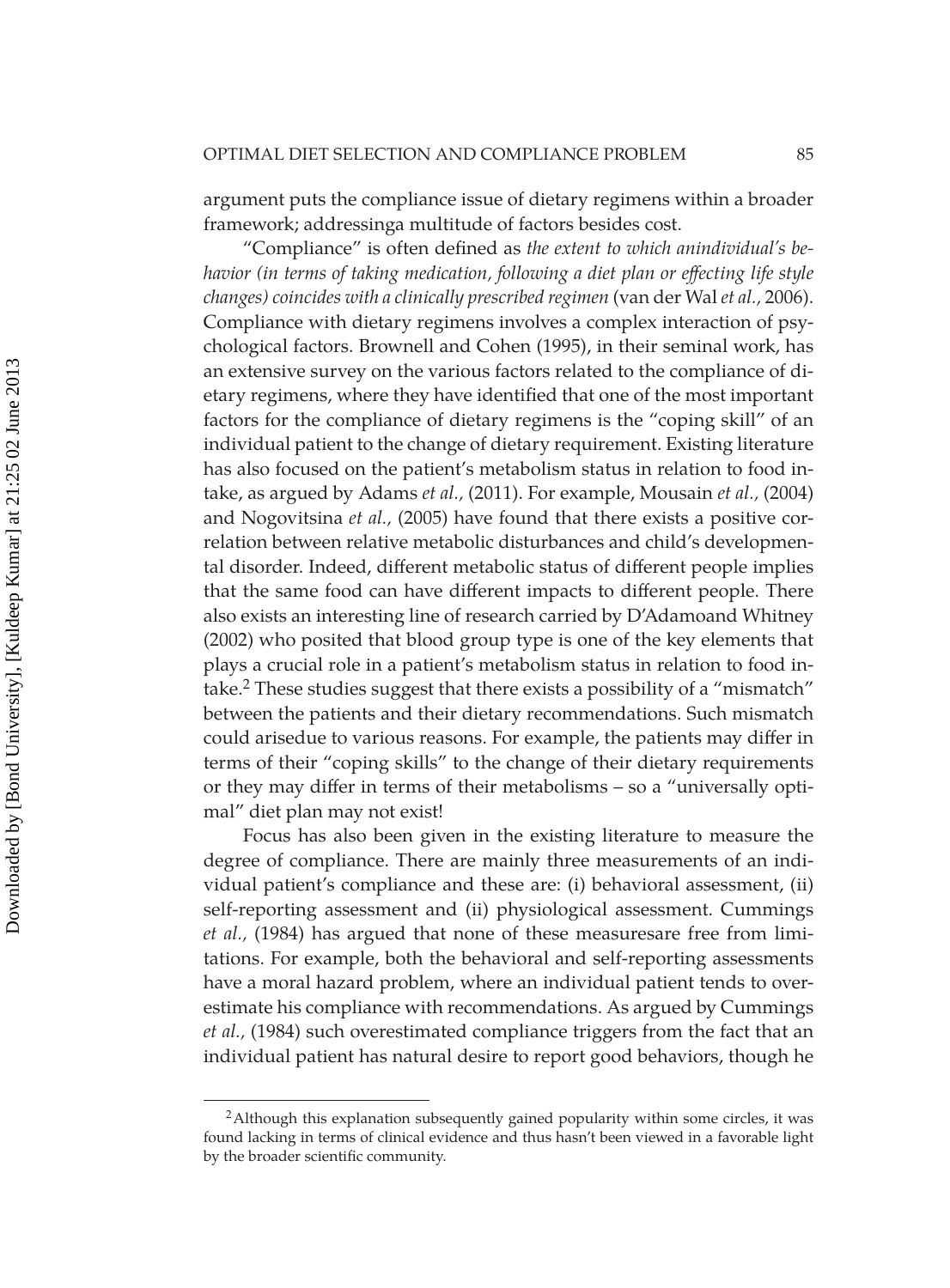argument puts the compliance issue of dietary regimens within a broader framework; addressinga multitude of factors besides cost.

"Compliance" is often defined as *the extent to which anindividual's behavior (in terms of taking medication, following a diet plan or effecting life style changes) coincides with a clinically prescribed regimen* (van der Wal *et al.,* 2006). Compliance with dietary regimens involves a complex interaction of psychological factors. Brownell and Cohen (1995), in their seminal work, has an extensive survey on the various factors related to the compliance of dietary regimens, where they have identified that one of the most important factors for the compliance of dietary regimens is the "coping skill" of an individual patient to the change of dietary requirement. Existing literature has also focused on the patient's metabolism status in relation to food intake, as argued by Adams *et al.,* (2011). For example, Mousain *et al.,* (2004) and Nogovitsina *et al.,* (2005) have found that there exists a positive correlation between relative metabolic disturbances and child's developmental disorder. Indeed, different metabolic status of different people implies that the same food can have different impacts to different people. There also exists an interesting line of research carried by D'Adamoand Whitney (2002) who posited that blood group type is one of the key elements that plays a crucial role in a patient's metabolism status in relation to food intake.[2] These studies suggest that there exists a possibility of a "mismatch" between the patients and their dietary recommendations. Such mismatch could arisedue to various reasons. For example, the patients may differ in terms of their "coping skills" to the change of their dietary requirements or they may differ in terms of their metabolisms – so a "universally optimal" diet plan may not exist!

Focus has also been given in the existing literature to measure the degree of compliance. There are mainly three measurements of an individual patient's compliance and these are: (i) behavioral assessment, (ii) self-reporting assessment and (ii) physiological assessment. Cummings *et al.,* (1984) has argued that none of these measuresare free from limitations. For example, both the behavioral and self-reporting assessments have a moral hazard problem, where an individual patient tends to overestimate his compliance with recommendations. As argued by Cummings *et al.,* (1984) such overestimated compliance triggers from the fact that an individual patient has natural desire to report good behaviors, though he

[2] Although this explanation subsequently gained popularity within some circles, it was found lacking in terms of clinical evidence and thus hasn't been viewed in a favorable light by the broader scientific community.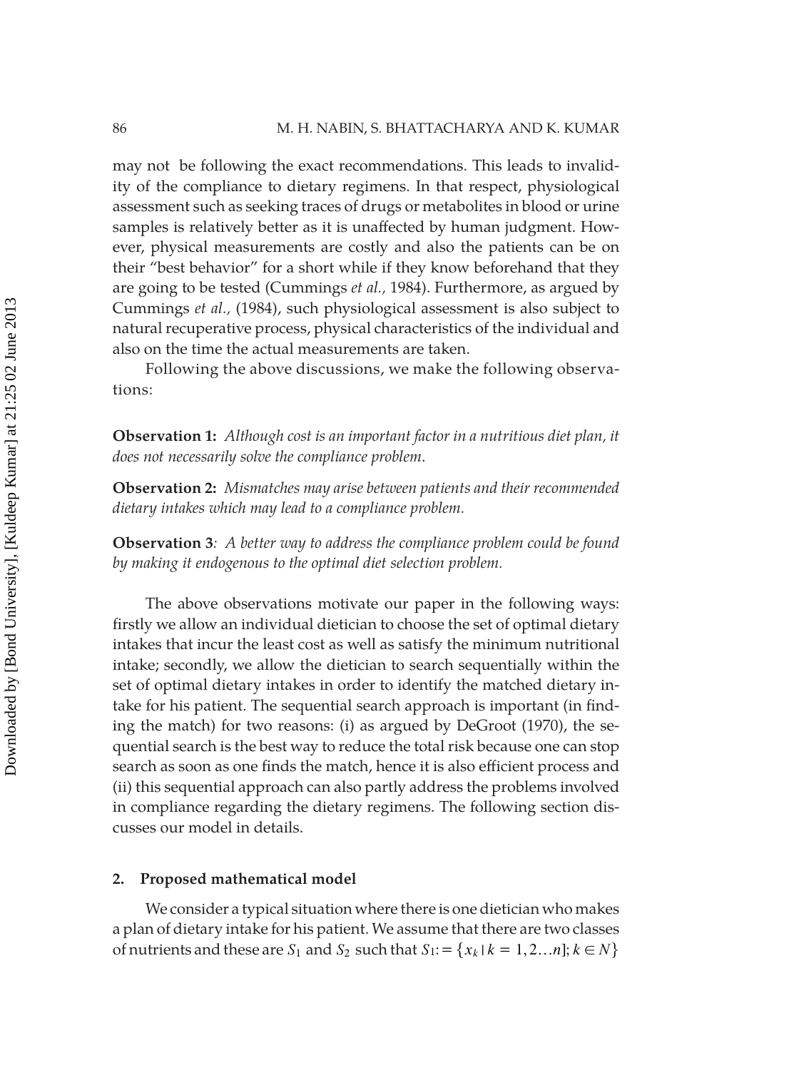may not be following the exact recommendations. This leads to invalidity of the compliance to dietary regimens. In that respect, physiological assessment such as seeking traces of drugs or metabolites in blood or urine samples is relatively better as it is unaffected by human judgment. However, physical measurements are costly and also the patients can be on their "best behavior" for a short while if they know beforehand that they are going to be tested (Cummings *et al.,* 1984). Furthermore, as argued by Cummings *et al.,* (1984), such physiological assessment is also subject to natural recuperative process, physical characteristics of the individual and also on the time the actual measurements are taken.

Following the above discussions, we make the following observations:

**Observation 1:** *Although cost is an important factor in a nutritious diet plan, it does not necessarily solve the compliance problem.*

**Observation 2:** *Mismatches may arise between patients and their recommended dietary intakes which may lead to a compliance problem.*

**Observation 3***: A better way to address the compliance problem could be found by making it endogenous to the optimal diet selection problem.*

The above observations motivate our paper in the following ways: firstly we allow an individual dietician to choose the set of optimal dietary intakes that incur the least cost as well as satisfy the minimum nutritional intake; secondly, we allow the dietician to search sequentially within the set of optimal dietary intakes in order to identify the matched dietary intake for his patient. The sequential search approach is important (in finding the match) for two reasons: (i) as argued by DeGroot (1970), the sequential search is the best way to reduce the total risk because one can stop search as soon as one finds the match, hence it is also efficient process and (ii) this sequential approach can also partly address the problems involved in compliance regarding the dietary regimens. The following section discusses our model in details.

## 2. Proposed mathematical model

We consider a typical situation where there is one dietician who makes a plan of dietary intake for his patient. We assume that there are two classes of nutrients and these are $S_1$ and $S_2$ such that $S_1 := \{x_k \mid k = 1, 2 \ldots n]; k \in N\}$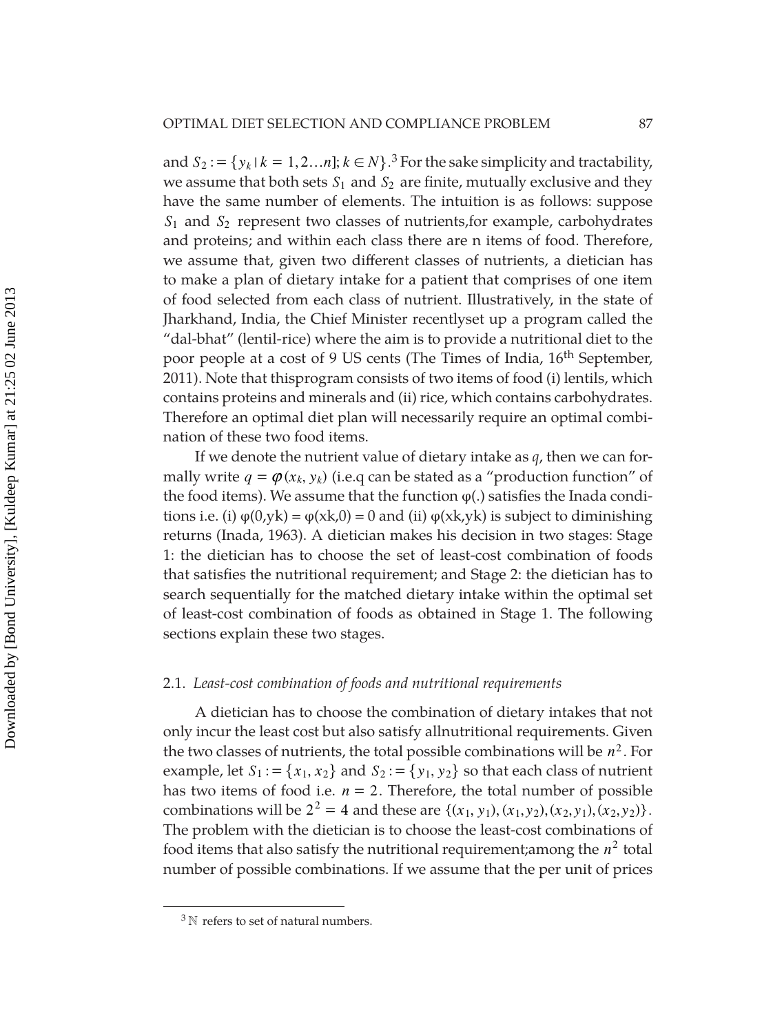and $S_2 := \{y_k \mid k = 1, 2 \ldots n]; k \in N\}$.[3] For the sake simplicity and tractability, we assume that both sets $S_1$ and $S_2$ are finite, mutually exclusive and they have the same number of elements. The intuition is as follows: suppose $S_1$ and $S_2$ represent two classes of nutrients,for example, carbohydrates and proteins; and within each class there are n items of food. Therefore, we assume that, given two different classes of nutrients, a dietician has to make a plan of dietary intake for a patient that comprises of one item of food selected from each class of nutrient. Illustratively, in the state of Jharkhand, India, the Chief Minister recentlyset up a program called the "dal-bhat" (lentil-rice) where the aim is to provide a nutritional diet to the poor people at a cost of 9 US cents (The Times of India, 16th September, 2011). Note that thisprogram consists of two items of food (i) lentils, which contains proteins and minerals and (ii) rice, which contains carbohydrates. Therefore an optimal diet plan will necessarily require an optimal combination of these two food items.

If we denote the nutrient value of dietary intake as $q$, then we can formally write $q = \varphi(x_k, y_k)$ (i.e.q can be stated as a "production function" of the food items). We assume that the function φ(.) satisfies the Inada conditions i.e. (i) φ(0,yk) = φ(xk,0) = 0 and (ii) φ(xk,yk) is subject to diminishing returns (Inada, 1963). A dietician makes his decision in two stages: Stage 1: the dietician has to choose the set of least-cost combination of foods that satisfies the nutritional requirement; and Stage 2: the dietician has to search sequentially for the matched dietary intake within the optimal set of least-cost combination of foods as obtained in Stage 1. The following sections explain these two stages.

### 2.1. *Least-cost combination of foods and nutritional requirements*

A dietician has to choose the combination of dietary intakes that not only incur the least cost but also satisfy allnutritional requirements. Given the two classes of nutrients, the total possible combinations will be $n^2$. For example, let $S_1 := \{x_1, x_2\}$ and $S_2 := \{y_1, y_2\}$ so that each class of nutrient has two items of food i.e. $n = 2$. Therefore, the total number of possible combinations will be $2^2 = 4$ and these are $\{(x_1, y_1), (x_1, y_2), (x_2, y_1), (x_2, y_2)\}$. The problem with the dietician is to choose the least-cost combinations of food items that also satisfy the nutritional requirement;among the $n^2$ total number of possible combinations. If we assume that the per unit of prices

[3] ℕ refers to set of natural numbers.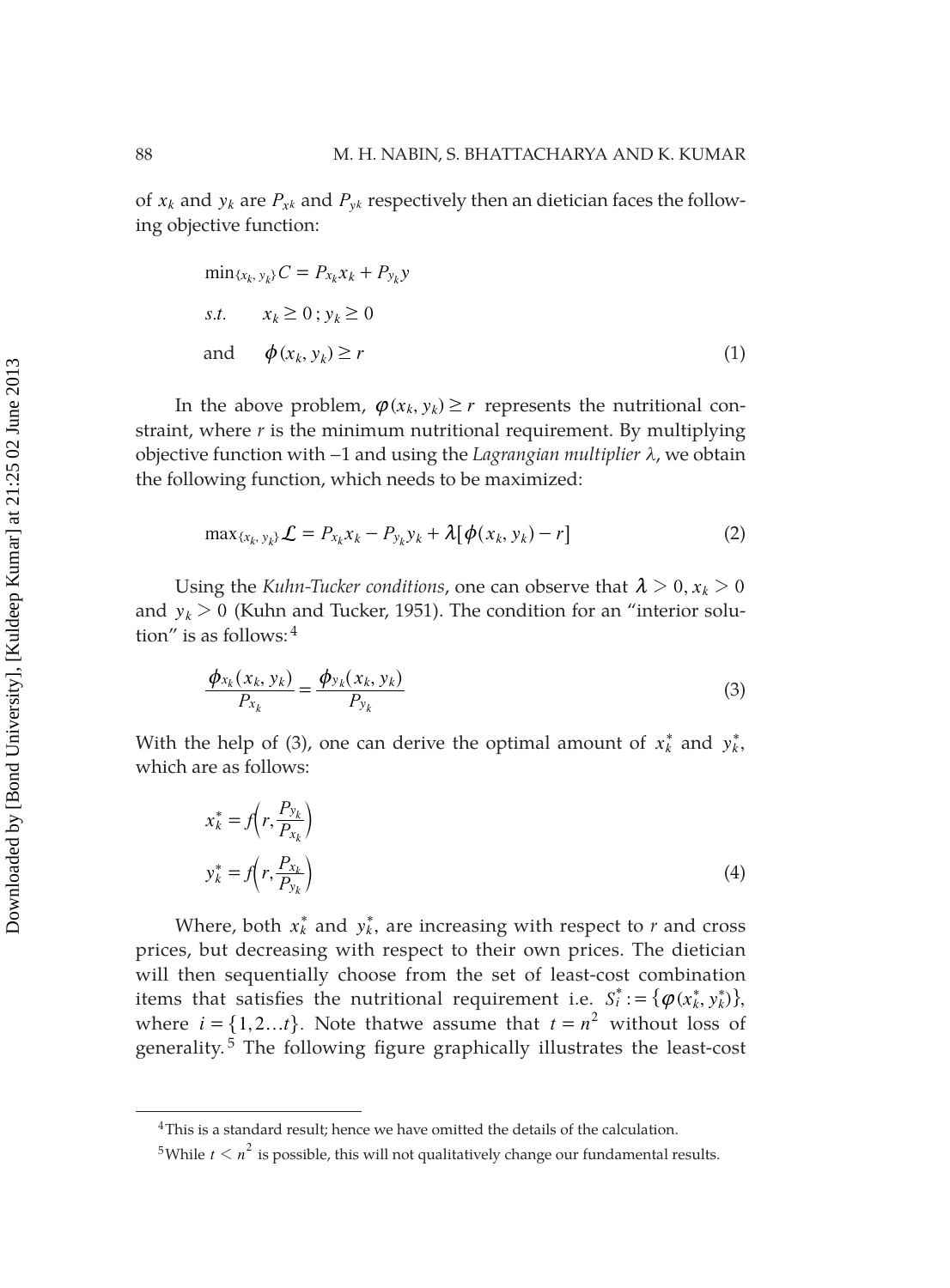of $x_k$ and $y_k$ are $P_{xk}$ and $P_{yk}$ respectively then an dietician faces the following objective function:

$$\min_{\{x_k, y_k\}} C = P_{x_k} x_k + P_{y_k} y$$

$$s.t. \quad x_k \geq 0 \,;\, y_k \geq 0$$

$$\text{and} \quad \phi(x_k, y_k) \geq r \tag{1}$$

In the above problem, $\varphi(x_k, y_k) \geq r$ represents the nutritional constraint, where $r$ is the minimum nutritional requirement. By multiplying objective function with $-1$ and using the *Lagrangian multiplier* $\lambda$, we obtain the following function, which needs to be maximized:

$$\max_{\{x_k, y_k\}} \mathcal{L} = P_{x_k} x_k - P_{y_k} y_k + \lambda[\phi(x_k, y_k) - r] \tag{2}$$

Using the *Kuhn-Tucker conditions*, one can observe that $\lambda > 0, x_k > 0$ and $y_k > 0$ (Kuhn and Tucker, 1951). The condition for an "interior solution" is as follows:[4]

$$\frac{\phi_{x_k}(x_k, y_k)}{P_{x_k}} = \frac{\phi_{y_k}(x_k, y_k)}{P_{y_k}} \tag{3}$$

With the help of (3), one can derive the optimal amount of $x_k^*$ and $y_k^*$, which are as follows:

$$x_k^* = f\left(r, \frac{P_{y_k}}{P_{x_k}}\right)$$

$$y_k^* = f\left(r, \frac{P_{x_k}}{P_{y_k}}\right) \tag{4}$$

Where, both $x_k^*$ and $y_k^*$, are increasing with respect to $r$ and cross prices, but decreasing with respect to their own prices. The dietician will then sequentially choose from the set of least-cost combination items that satisfies the nutritional requirement i.e. $S_i^* := \{\varphi(x_k^*, y_k^*)\}$, where $i = \{1, 2 \ldots t\}$. Note thatwe assume that $t = n^2$ without loss of generality.[5] The following figure graphically illustrates the least-cost

---

[4] This is a standard result; hence we have omitted the details of the calculation.

[5] While $t < n^2$ is possible, this will not qualitatively change our fundamental results.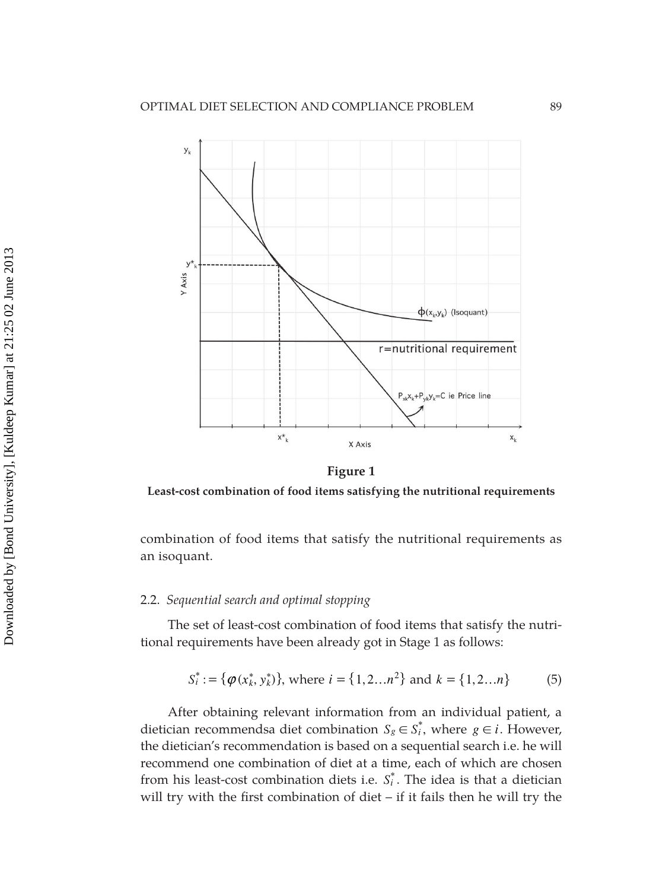**Figure 1**

**Least-cost combination of food items satisfying the nutritional requirements**

combination of food items that satisfy the nutritional requirements as an isoquant.

### 2.2. *Sequential search and optimal stopping*

The set of least-cost combination of food items that satisfy the nutritional requirements have been already got in Stage 1 as follows:

$$S_i^* := \{\varphi(x_k^*, y_k^*)\}, \text{ where } i = \{1, 2 \ldots n^2\} \text{ and } k = \{1, 2 \ldots n\} \tag{5}$$

After obtaining relevant information from an individual patient, a dietician recommendsa diet combination $S_g \in S_i^*$, where $g \in i$. However, the dietician's recommendation is based on a sequential search i.e. he will recommend one combination of diet at a time, each of which are chosen from his least-cost combination diets i.e. $S_i^*$. The idea is that a dietician will try with the first combination of diet – if it fails then he will try the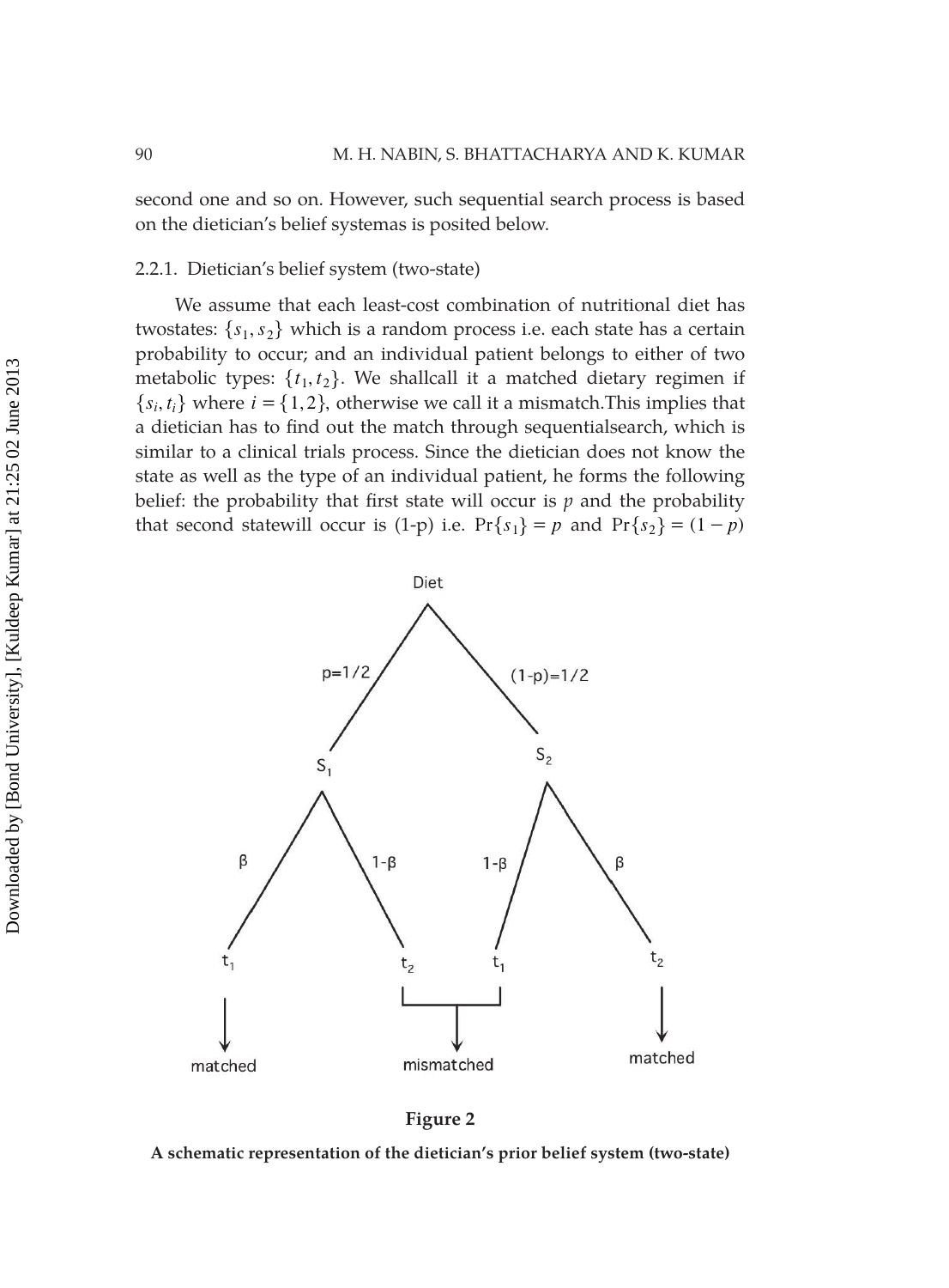second one and so on. However, such sequential search process is based on the dietician's belief systemas is posited below.

### 2.2.1. Dietician's belief system (two-state)

We assume that each least-cost combination of nutritional diet has twostates: $\{s_1, s_2\}$ which is a random process i.e. each state has a certain probability to occur; and an individual patient belongs to either of two metabolic types: $\{t_1, t_2\}$. We shallcall it a matched dietary regimen if $\{s_i, t_i\}$ where $i = \{1, 2\}$, otherwise we call it a mismatch.This implies that a dietician has to find out the match through sequentialsearch, which is similar to a clinical trials process. Since the dietician does not know the state as well as the type of an individual patient, he forms the following belief: the probability that first state will occur is $p$ and the probability that second statewill occur is (1-p) i.e. $\Pr\{s_1\} = p$ and $\Pr\{s_2\} = (1 - p)$

**Figure 2**

**A schematic representation of the dietician's prior belief system (two-state)**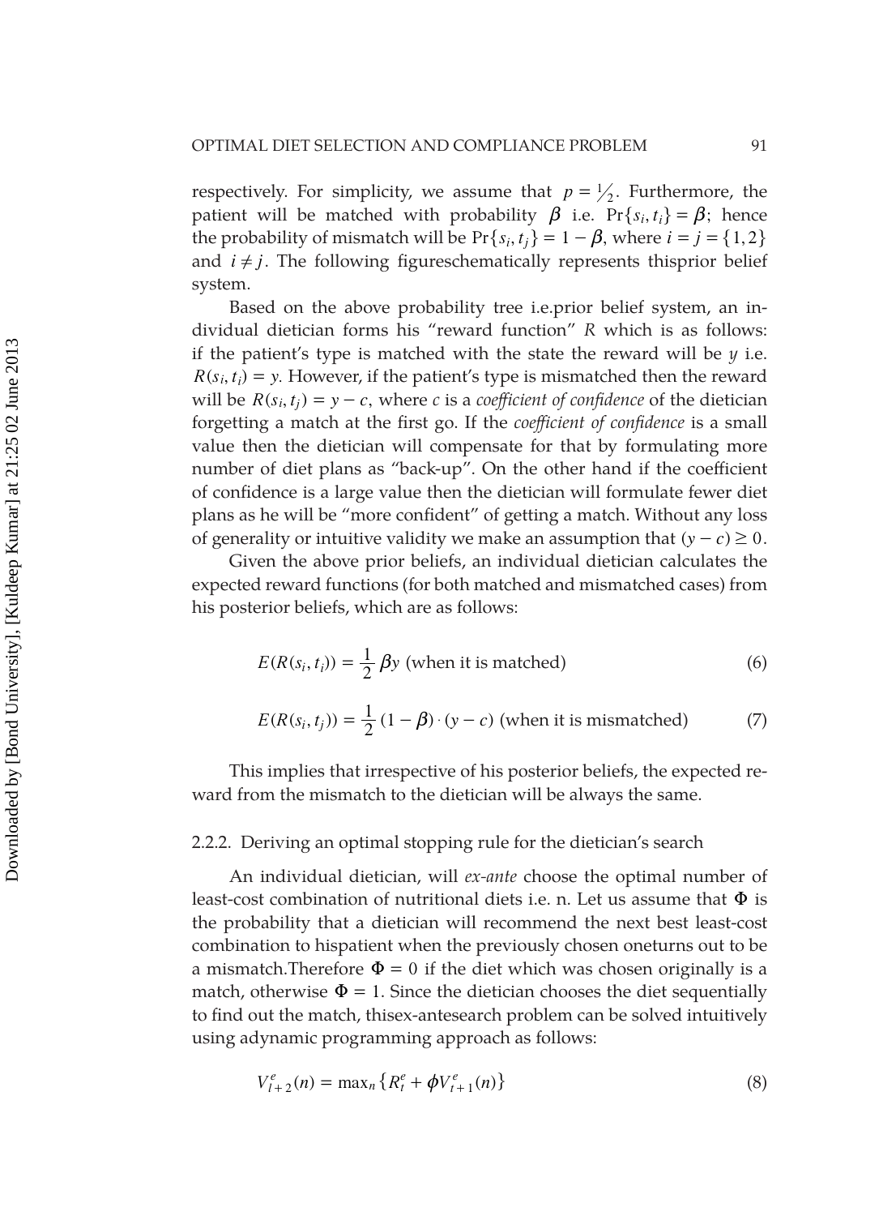respectively. For simplicity, we assume that $p = \frac{1}{2}$. Furthermore, the patient will be matched with probability $\beta$ i.e. $\Pr\{s_i, t_i\} = \beta$; hence the probability of mismatch will be $\Pr\{s_i, t_j\} = 1 - \beta$, where $i = j = \{1, 2\}$ and $i \neq j$. The following figureschematically represents thisprior belief system.

Based on the above probability tree i.e.prior belief system, an individual dietician forms his "reward function" $R$ which is as follows: if the patient's type is matched with the state the reward will be $y$ i.e. $R(s_i, t_i) = y$. However, if the patient's type is mismatched then the reward will be $R(s_i, t_j) = y - c$, where $c$ is a *coefficient of confidence* of the dietician forgetting a match at the first go. If the *coefficient of confidence* is a small value then the dietician will compensate for that by formulating more number of diet plans as "back-up". On the other hand if the coefficient of confidence is a large value then the dietician will formulate fewer diet plans as he will be "more confident" of getting a match. Without any loss of generality or intuitive validity we make an assumption that $(y - c) \geq 0$.

Given the above prior beliefs, an individual dietician calculates the expected reward functions (for both matched and mismatched cases) from his posterior beliefs, which are as follows:

$$E(R(s_i, t_i)) = \frac{1}{2}\beta y \text{ (when it is matched)} \tag{6}$$

$$E(R(s_i, t_j)) = \frac{1}{2}(1 - \beta) \cdot (y - c) \text{ (when it is mismatched)} \tag{7}$$

This implies that irrespective of his posterior beliefs, the expected reward from the mismatch to the dietician will be always the same.

### 2.2.2. Deriving an optimal stopping rule for the dietician's search

An individual dietician, will *ex-ante* choose the optimal number of least-cost combination of nutritional diets i.e. n. Let us assume that $\Phi$ is the probability that a dietician will recommend the next best least-cost combination to hispatient when the previously chosen oneturns out to be a mismatch.Therefore $\Phi = 0$ if the diet which was chosen originally is a match, otherwise $\Phi = 1$. Since the dietician chooses the diet sequentially to find out the match, thisex-antesearch problem can be solved intuitively using adynamic programming approach as follows:

$$V^e_{l+2}(n) = \max_n \{R^e_t + \phi V^e_{t+1}(n)\} \tag{8}$$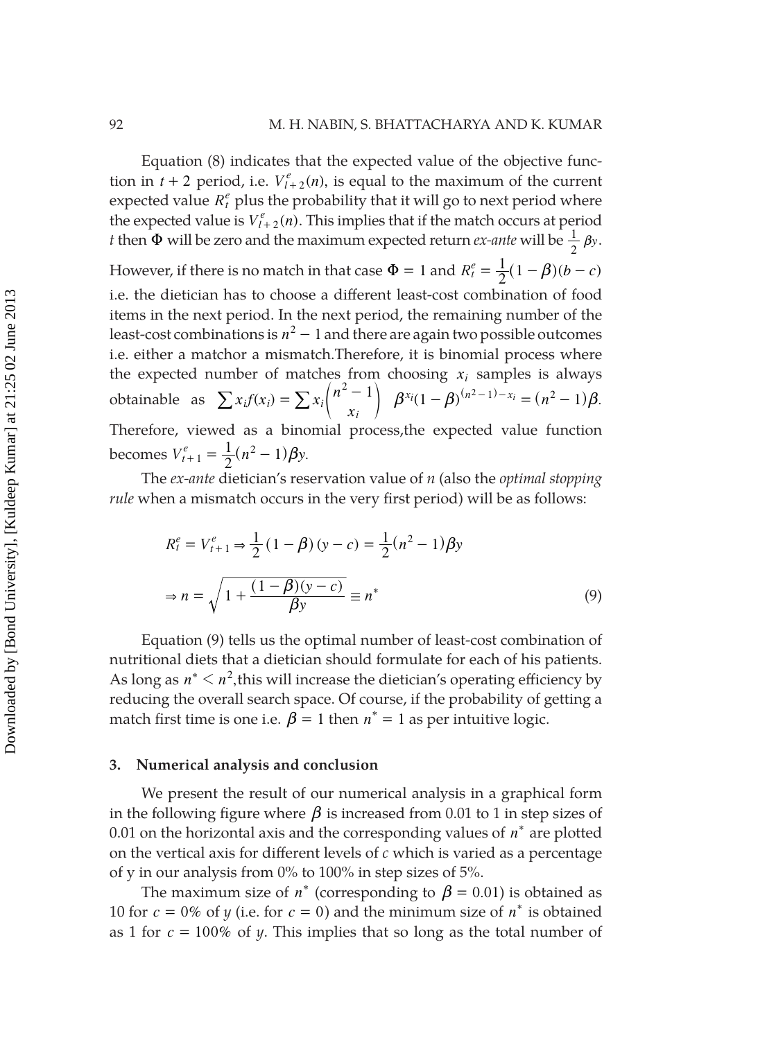Equation (8) indicates that the expected value of the objective function in $t + 2$ period, i.e. $V^e_{t+2}(n)$, is equal to the maximum of the current expected value $R^e_t$ plus the probability that it will go to next period where the expected value is $V^e_{t+2}(n)$. This implies that if the match occurs at period $t$ then $\Phi$ will be zero and the maximum expected return *ex-ante* will be $\frac{1}{2}\beta y$. However, if there is no match in that case $\Phi = 1$ and $R^e_t = \frac{1}{2}(1 - \beta)(b - c)$ i.e. the dietician has to choose a different least-cost combination of food items in the next period. In the next period, the remaining number of the least-cost combinations is $n^2 - 1$ and there are again two possible outcomes i.e. either a matchor a mismatch.Therefore, it is binomial process where the expected number of matches from choosing $x_i$ samples is always obtainable as $\sum x_i f(x_i) = \sum x_i \binom{n^2 - 1}{x_i} \beta^{x_i}(1 - \beta)^{(n^2-1)-x_i} = (n^2 - 1)\beta$. Therefore, viewed as a binomial process,the expected value function becomes $V^e_{t+1} = \frac{1}{2}(n^2 - 1)\beta y$.

The *ex-ante* dietician's reservation value of $n$ (also the *optimal stopping rule* when a mismatch occurs in the very first period) will be as follows:

$$R^e_t = V^e_{t+1} \Rightarrow \frac{1}{2}(1 - \beta)(y - c) = \frac{1}{2}(n^2 - 1)\beta y$$

$$\Rightarrow n = \sqrt{1 + \frac{(1 - \beta)(y - c)}{\beta y}} \equiv n^* \tag{9}$$

Equation (9) tells us the optimal number of least-cost combination of nutritional diets that a dietician should formulate for each of his patients. As long as $n^* < n^2$,this will increase the dietician's operating efficiency by reducing the overall search space. Of course, if the probability of getting a match first time is one i.e. $\beta = 1$ then $n^* = 1$ as per intuitive logic.

### 3. Numerical analysis and conclusion

We present the result of our numerical analysis in a graphical form in the following figure where $\beta$ is increased from 0.01 to 1 in step sizes of 0.01 on the horizontal axis and the corresponding values of $n^*$ are plotted on the vertical axis for different levels of $c$ which is varied as a percentage of y in our analysis from 0% to 100% in step sizes of 5%.

The maximum size of $n^*$ (corresponding to $\beta = 0.01$) is obtained as 10 for $c = 0\%$ of $y$ (i.e. for $c = 0$) and the minimum size of $n^*$ is obtained as 1 for $c = 100\%$ of $y$. This implies that so long as the total number of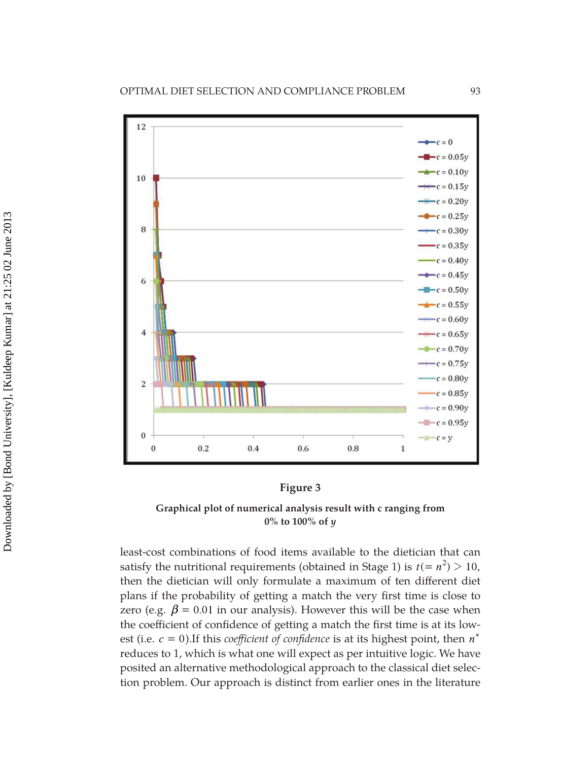**Figure 3**

**Graphical plot of numerical analysis result with c ranging from 0% to 100% of $y$**

least-cost combinations of food items available to the dietician that can satisfy the nutritional requirements (obtained in Stage 1) is $t(= n^2) > 10$, then the dietician will only formulate a maximum of ten different diet plans if the probability of getting a match the very first time is close to zero (e.g. $\beta = 0.01$ in our analysis). However this will be the case when the coefficient of confidence of getting a match the first time is at its lowest (i.e. $c = 0$).If this *coefficient of confidence* is at its highest point, then $n^*$ reduces to 1, which is what one will expect as per intuitive logic. We have posited an alternative methodological approach to the classical diet selection problem. Our approach is distinct from earlier ones in the literature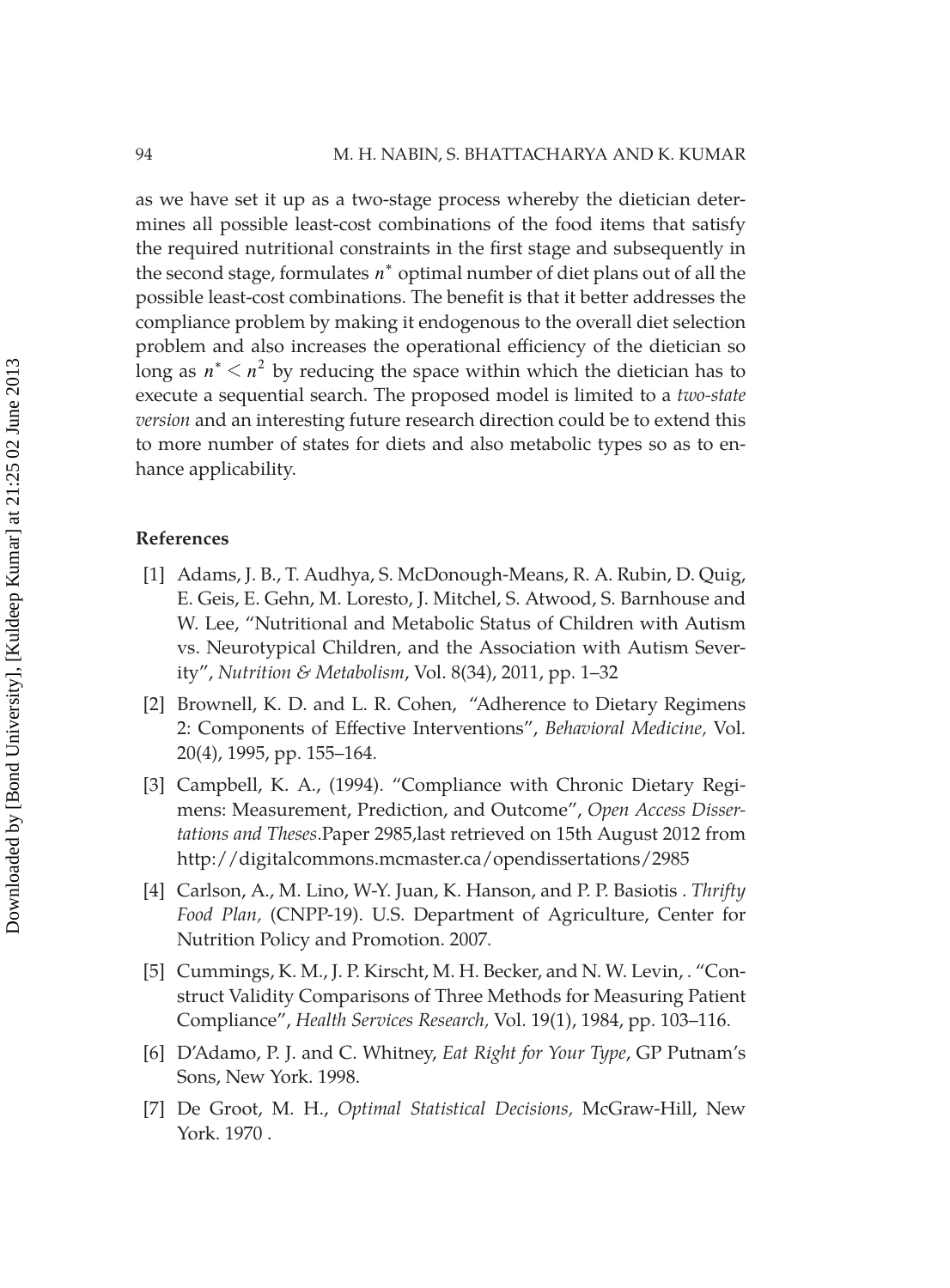as we have set it up as a two-stage process whereby the dietician determines all possible least-cost combinations of the food items that satisfy the required nutritional constraints in the first stage and subsequently in the second stage, formulates $n^*$ optimal number of diet plans out of all the possible least-cost combinations. The benefit is that it better addresses the compliance problem by making it endogenous to the overall diet selection problem and also increases the operational efficiency of the dietician so long as $n^* < n^2$ by reducing the space within which the dietician has to execute a sequential search. The proposed model is limited to a *two-state version* and an interesting future research direction could be to extend this to more number of states for diets and also metabolic types so as to enhance applicability.

## References

[1] Adams, J. B., T. Audhya, S. McDonough-Means, R. A. Rubin, D. Quig, E. Geis, E. Gehn, M. Loresto, J. Mitchel, S. Atwood, S. Barnhouse and W. Lee, "Nutritional and Metabolic Status of Children with Autism vs. Neurotypical Children, and the Association with Autism Severity", *Nutrition & Metabolism*, Vol. 8(34), 2011, pp. 1–32

[2] Brownell, K. D. and L. R. Cohen, "Adherence to Dietary Regimens 2: Components of Effective Interventions", *Behavioral Medicine,* Vol. 20(4), 1995, pp. 155–164.

[3] Campbell, K. A., (1994). "Compliance with Chronic Dietary Regimens: Measurement, Prediction, and Outcome", *Open Access Dissertations and Theses*.Paper 2985,last retrieved on 15th August 2012 from http://digitalcommons.mcmaster.ca/opendissertations/2985

[4] Carlson, A., M. Lino, W-Y. Juan, K. Hanson, and P. P. Basiotis . *Thrifty Food Plan,* (CNPP-19). U.S. Department of Agriculture, Center for Nutrition Policy and Promotion. 2007.

[5] Cummings, K. M., J. P. Kirscht, M. H. Becker, and N. W. Levin, . "Construct Validity Comparisons of Three Methods for Measuring Patient Compliance", *Health Services Research,* Vol. 19(1), 1984, pp. 103–116.

[6] D'Adamo, P. J. and C. Whitney, *Eat Right for Your Type*, GP Putnam's Sons, New York. 1998.

[7] De Groot, M. H., *Optimal Statistical Decisions,* McGraw-Hill, New York. 1970 .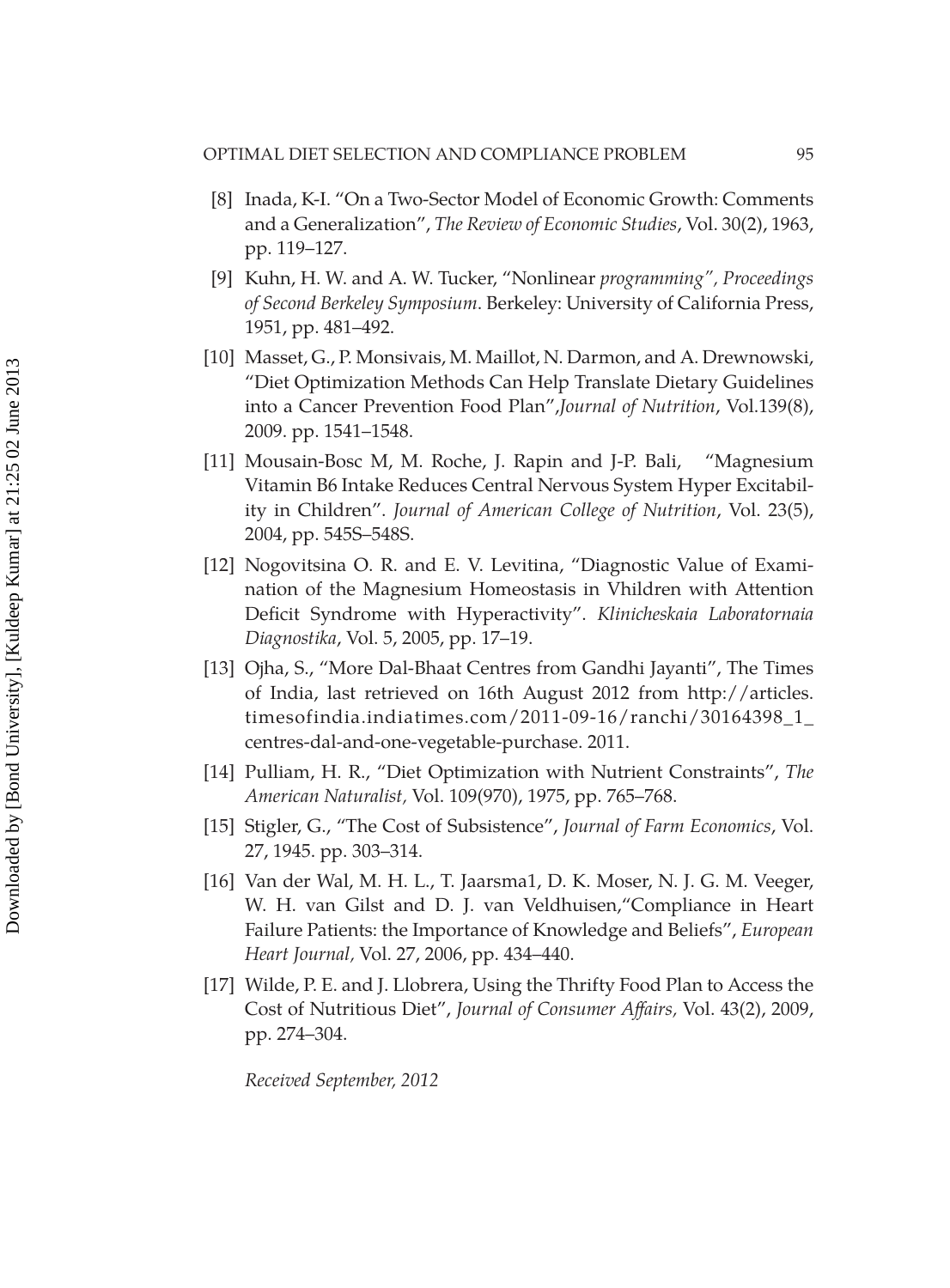[8] Inada, K-I. "On a Two-Sector Model of Economic Growth: Comments and a Generalization", *The Review of Economic Studies*, Vol. 30(2), 1963, pp. 119–127.

[9] Kuhn, H. W. and A. W. Tucker, "Nonlinear *programming", Proceedings of Second Berkeley Symposium*. Berkeley: University of California Press, 1951, pp. 481–492.

[10] Masset, G., P. Monsivais, M. Maillot, N. Darmon, and A. Drewnowski, "Diet Optimization Methods Can Help Translate Dietary Guidelines into a Cancer Prevention Food Plan",*Journal of Nutrition*, Vol.139(8), 2009. pp. 1541–1548.

[11] Mousain-Bosc M, M. Roche, J. Rapin and J-P. Bali, "Magnesium Vitamin B6 Intake Reduces Central Nervous System Hyper Excitability in Children". *Journal of American College of Nutrition*, Vol. 23(5), 2004, pp. 545S–548S.

[12] Nogovitsina O. R. and E. V. Levitina, "Diagnostic Value of Examination of the Magnesium Homeostasis in Vhildren with Attention Deficit Syndrome with Hyperactivity". *Klinicheskaia Laboratornaia Diagnostika*, Vol. 5, 2005, pp. 17–19.

[13] Ojha, S., "More Dal-Bhaat Centres from Gandhi Jayanti", The Times of India, last retrieved on 16th August 2012 from http://articles.timesofindia.indiatimes.com/2011-09-16/ranchi/30164398_1_centres-dal-and-one-vegetable-purchase. 2011.

[14] Pulliam, H. R., "Diet Optimization with Nutrient Constraints", *The American Naturalist,* Vol. 109(970), 1975, pp. 765–768.

[15] Stigler, G., "The Cost of Subsistence", *Journal of Farm Economics*, Vol. 27, 1945. pp. 303–314.

[16] Van der Wal, M. H. L., T. Jaarsma1, D. K. Moser, N. J. G. M. Veeger, W. H. van Gilst and D. J. van Veldhuisen,"Compliance in Heart Failure Patients: the Importance of Knowledge and Beliefs", *European Heart Journal,* Vol. 27, 2006, pp. 434–440.

[17] Wilde, P. E. and J. Llobrera, Using the Thrifty Food Plan to Access the Cost of Nutritious Diet", *Journal of Consumer Affairs,* Vol. 43(2), 2009, pp. 274–304.

*Received September, 2012*